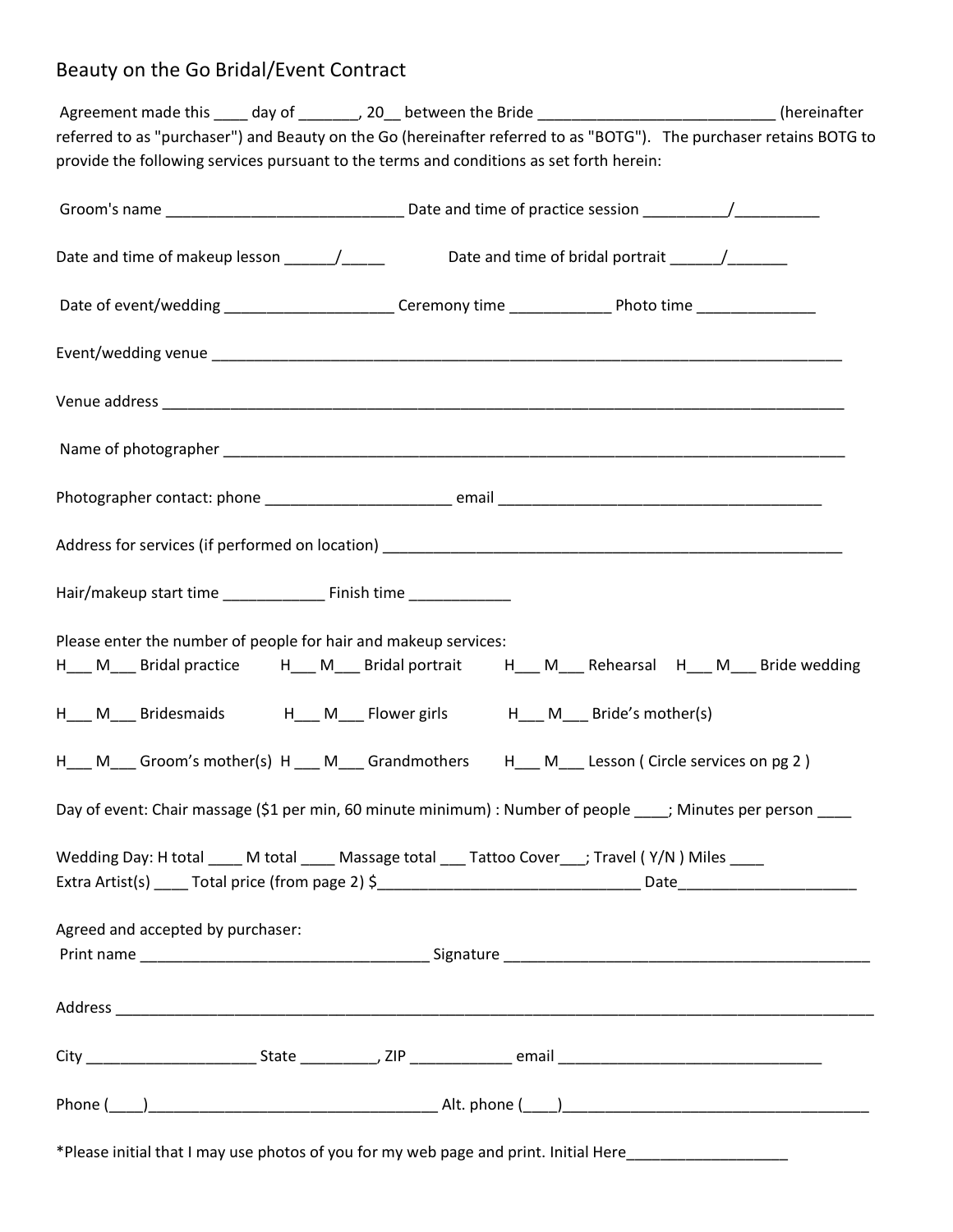# Beauty on the Go Bridal/Event Contract

Agreement made this ____ day of _______, 20__ between the Bride ____________________________ (hereinafter referred to as "purchaser") and Beauty on the Go (hereinafter referred to as "BOTG"). The purchaser retains BOTG to provide the following services pursuant to the terms and conditions as set forth herein:

Groom's name ____________________________ Date and time of practice session __________/__________

Date and time of makeup lesson ______/_____ Date and time of bridal portrait ______/_______

Date of event/wedding ____________________ Ceremony time ____________ Photo time ______________

Event/wedding venue ______________________________________________________________________________

Venue address ____________________________________________________________________________________

Name of photographer ______________________________________________________________________________

Photographer contact: phone ______________________ email ________________________________________

Address for services (if performed on location) ________________________________________________________

Hair/makeup start time ____________ Finish time ____________

Please enter the number of people for hair and makeup services:

H___ M___ Bridal practice H___ M___ Bridal portrait H___ M___ Rehearsal H___ M___ Bride wedding

H___ M___ Bridesmaids H___ M___ Flower girls H___ M___ Bride's mother(s)

H___ M___ Groom's mother(s) H ___ M___ Grandmothers H___ M___ Lesson ( Circle services on pg 2 )

Day of event: Chair massage ($1 per min, 60 minute minimum) : Number of people ____; Minutes per person ____

Wedding Day: H total ____ M total ____ Massage total ___ Tattoo Cover___; Travel ( Y/N ) Miles ____
Extra Artist(s) ____ Total price (from page 2) $________________________________ Date_____________________

Agreed and accepted by purchaser:
Print name ___________________________________ Signature ____________________________________________

Address _____________________________________________________________________________________________

City ____________________ State _________, ZIP ____________ email ________________________________

Phone (____)___________________________________ Alt. phone (____)_____________________________________

*Please initial that I may use photos of you for my web page and print. Initial Here___________________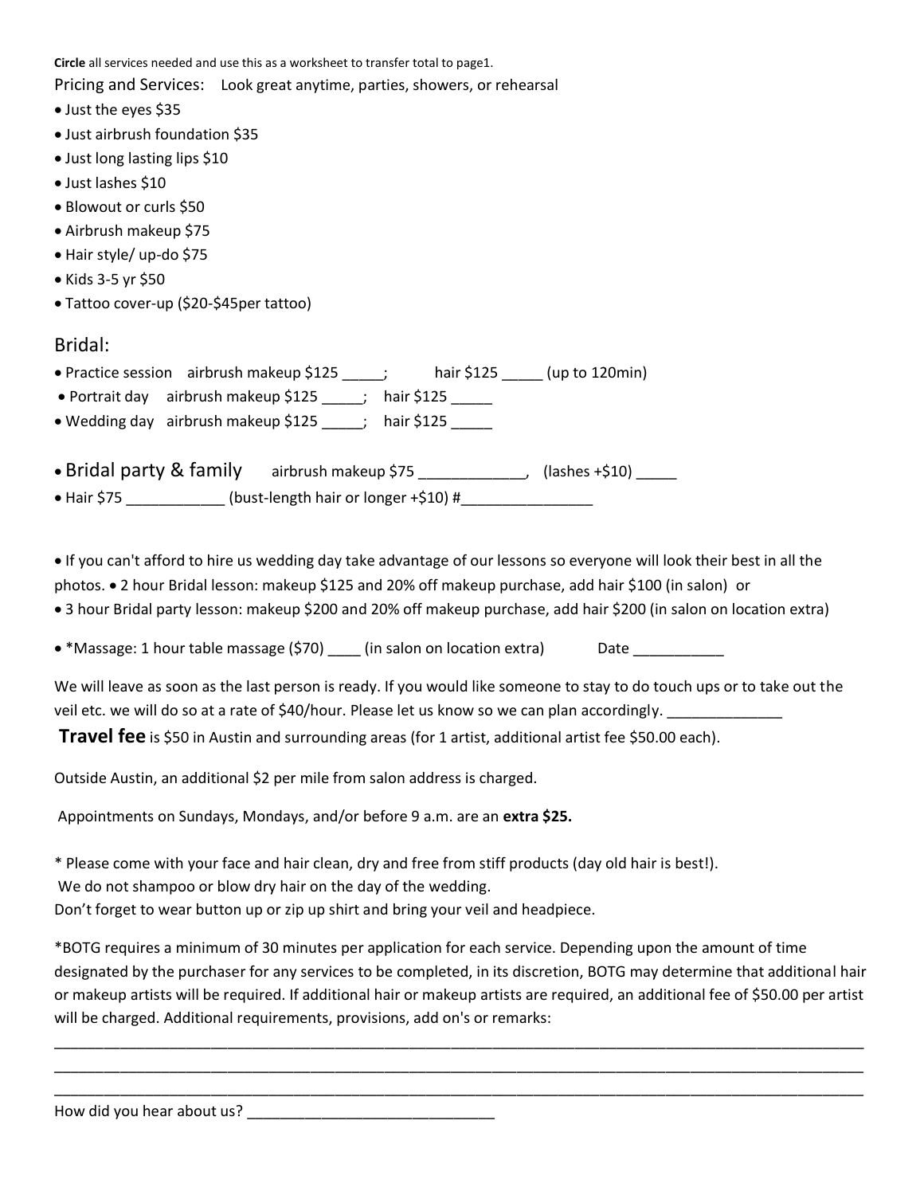**Circle** all services needed and use this as a worksheet to transfer total to page1.

Pricing and Services: Look great anytime, parties, showers, or rehearsal

- Just the eyes $35
- Just airbrush foundation $35
- Just long lasting lips $10
- Just lashes $10
- Blowout or curls $50
- Airbrush makeup $75
- Hair style/ up-do $75
- Kids 3-5 yr $50
- Tattoo cover-up ($20-$45per tattoo)

## Bridal:

- Practice session airbrush makeup $125 _____; hair $125 _____ (up to 120min)
- Portrait day airbrush makeup $125 _____; hair $125 _____
- Wedding day airbrush makeup $125 _____; hair $125 _____

- Bridal party & family airbrush makeup $75 ____________, (lashes +$10) _____
- Hair $75 ___________ (bust-length hair or longer +$10) #_______________

- If you can't afford to hire us wedding day take advantage of our lessons so everyone will look their best in all the photos.
- 2 hour Bridal lesson: makeup $125 and 20% off makeup purchase, add hair $100 (in salon) or
- 3 hour Bridal party lesson: makeup $200 and 20% off makeup purchase, add hair $200 (in salon on location extra)

- *Massage: 1 hour table massage ($70) ____ (in salon on location extra) Date ___________

We will leave as soon as the last person is ready. If you would like someone to stay to do touch ups or to take out the veil etc. we will do so at a rate of $40/hour. Please let us know so we can plan accordingly. _____________

**Travel fee** is $50 in Austin and surrounding areas (for 1 artist, additional artist fee $50.00 each).

Outside Austin, an additional $2 per mile from salon address is charged.

Appointments on Sundays, Mondays, and/or before 9 a.m. are an **extra $25.**

* Please come with your face and hair clean, dry and free from stiff products (day old hair is best!).
We do not shampoo or blow dry hair on the day of the wedding.
Don't forget to wear button up or zip up shirt and bring your veil and headpiece.

*BOTG requires a minimum of 30 minutes per application for each service. Depending upon the amount of time designated by the purchaser for any services to be completed, in its discretion, BOTG may determine that additional hair or makeup artists will be required. If additional hair or makeup artists are required, an additional fee of $50.00 per artist will be charged. Additional requirements, provisions, add on's or remarks:

_______________________________________________________________________________________________

_______________________________________________________________________________________________

_______________________________________________________________________________________________

How did you hear about us? _____________________________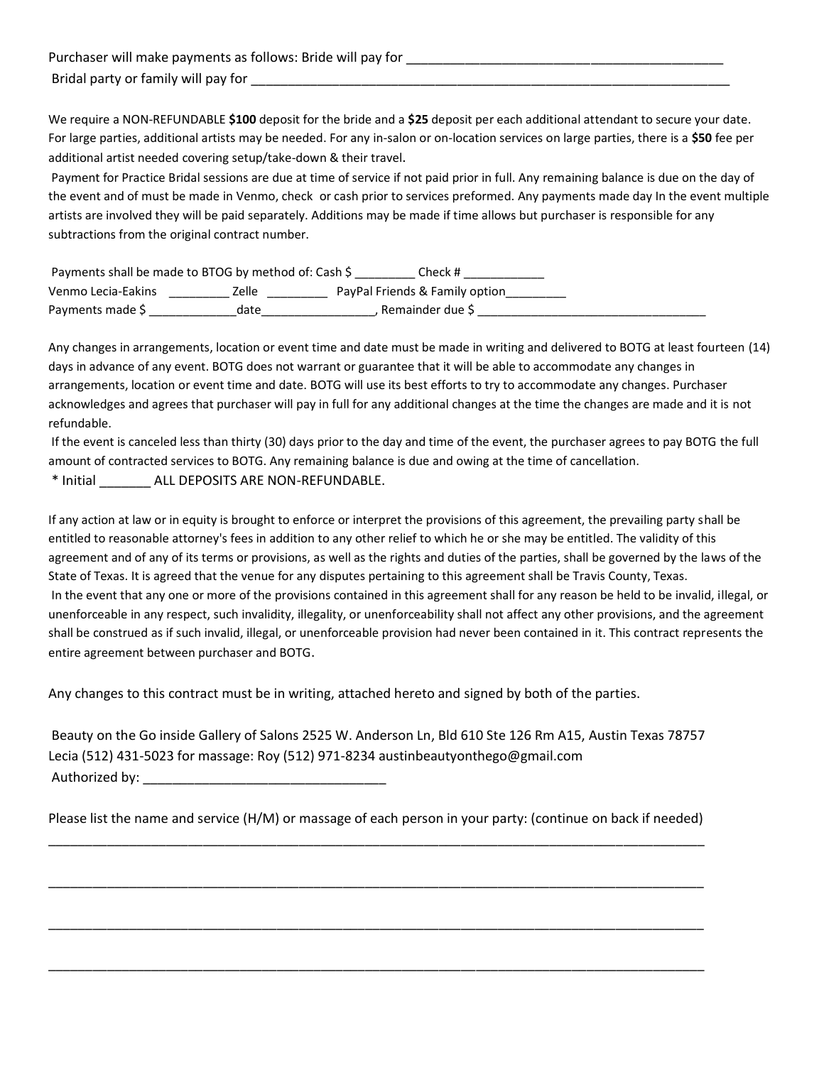Purchaser will make payments as follows: Bride will pay for ___________________________________________
Bridal party or family will pay for _________________________________________________________________

We require a NON-REFUNDABLE **$100** deposit for the bride and a **$25** deposit per each additional attendant to secure your date. For large parties, additional artists may be needed. For any in-salon or on-location services on large parties, there is a **$50** fee per additional artist needed covering setup/take-down & their travel.

Payment for Practice Bridal sessions are due at time of service if not paid prior in full. Any remaining balance is due on the day of the event and of must be made in Venmo, check or cash prior to services preformed. Any payments made day In the event multiple artists are involved they will be paid separately. Additions may be made if time allows but purchaser is responsible for any subtractions from the original contract number.

Payments shall be made to BTOG by method of: Cash $ _________ Check # ____________
Venmo Lecia-Eakins _________ Zelle _________ PayPal Friends & Family option_________
Payments made $ _____________date_________________, Remainder due $ __________________________________

Any changes in arrangements, location or event time and date must be made in writing and delivered to BOTG at least fourteen (14) days in advance of any event. BOTG does not warrant or guarantee that it will be able to accommodate any changes in arrangements, location or event time and date. BOTG will use its best efforts to try to accommodate any changes. Purchaser acknowledges and agrees that purchaser will pay in full for any additional changes at the time the changes are made and it is not refundable.

If the event is canceled less than thirty (30) days prior to the day and time of the event, the purchaser agrees to pay BOTG the full amount of contracted services to BOTG. Any remaining balance is due and owing at the time of cancellation.

* Initial _______ ALL DEPOSITS ARE NON-REFUNDABLE.

If any action at law or in equity is brought to enforce or interpret the provisions of this agreement, the prevailing party shall be entitled to reasonable attorney's fees in addition to any other relief to which he or she may be entitled. The validity of this agreement and of any of its terms or provisions, as well as the rights and duties of the parties, shall be governed by the laws of the State of Texas. It is agreed that the venue for any disputes pertaining to this agreement shall be Travis County, Texas.

In the event that any one or more of the provisions contained in this agreement shall for any reason be held to be invalid, illegal, or unenforceable in any respect, such invalidity, illegality, or unenforceability shall not affect any other provisions, and the agreement shall be construed as if such invalid, illegal, or unenforceable provision had never been contained in it. This contract represents the entire agreement between purchaser and BOTG.

Any changes to this contract must be in writing, attached hereto and signed by both of the parties.

Beauty on the Go inside Gallery of Salons 2525 W. Anderson Ln, Bld 610 Ste 126 Rm A15, Austin Texas 78757
Lecia (512) 431-5023 for massage: Roy (512) 971-8234 austinbeautyonthego@gmail.com
Authorized by: ________________________________

Please list the name and service (H/M) or massage of each person in your party: (continue on back if needed)

______________________________________________________________________________________

______________________________________________________________________________________

______________________________________________________________________________________

______________________________________________________________________________________